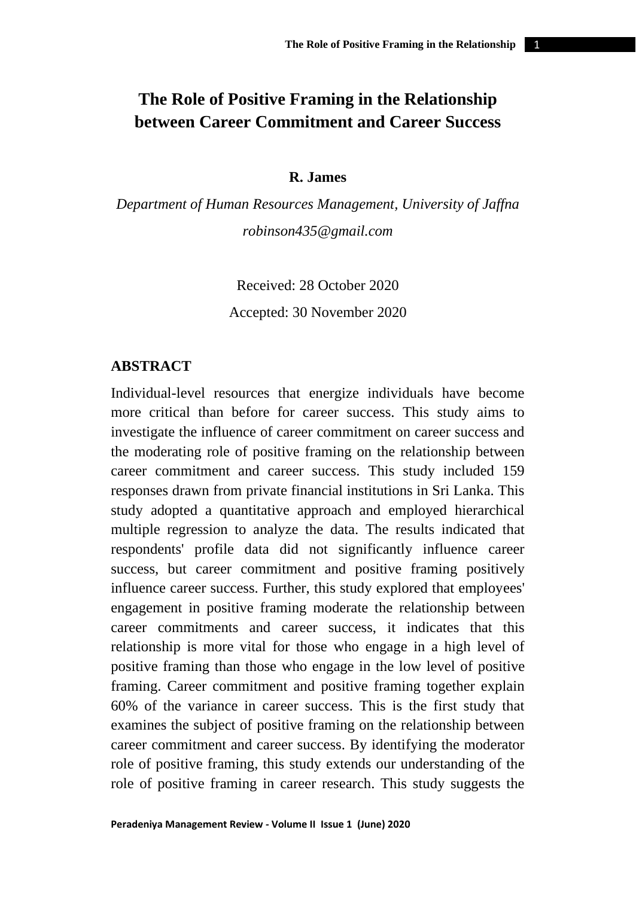# The Role of Positive Framing in the Relationship between Career Commitment and Career Success

**R. James**

*Department of Human Resources Management, University of Jaffna*

*robinson435@gmail.com*

Received: 28 October 2020

Accepted: 30 November 2020

## ABSTRACT

Individual-level resources that energize individuals have become more critical than before for career success. This study aims to investigate the influence of career commitment on career success and the moderating role of positive framing on the relationship between career commitment and career success. This study included 159 responses drawn from private financial institutions in Sri Lanka. This study adopted a quantitative approach and employed hierarchical multiple regression to analyze the data. The results indicated that respondents' profile data did not significantly influence career success, but career commitment and positive framing positively influence career success. Further, this study explored that employees' engagement in positive framing moderate the relationship between career commitments and career success, it indicates that this relationship is more vital for those who engage in a high level of positive framing than those who engage in the low level of positive framing. Career commitment and positive framing together explain 60% of the variance in career success. This is the first study that examines the subject of positive framing on the relationship between career commitment and career success. By identifying the moderator role of positive framing, this study extends our understanding of the role of positive framing in career research. This study suggests the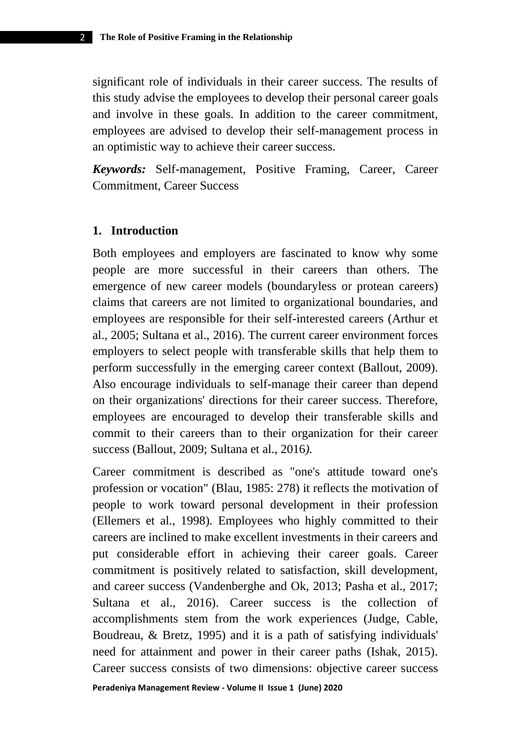significant role of individuals in their career success. The results of this study advise the employees to develop their personal career goals and involve in these goals. In addition to the career commitment, employees are advised to develop their self-management process in an optimistic way to achieve their career success.

***Keywords:*** Self-management, Positive Framing, Career, Career Commitment, Career Success

## 1. Introduction

Both employees and employers are fascinated to know why some people are more successful in their careers than others. The emergence of new career models (boundaryless or protean careers) claims that careers are not limited to organizational boundaries, and employees are responsible for their self-interested careers (Arthur et al., 2005; Sultana et al., 2016). The current career environment forces employers to select people with transferable skills that help them to perform successfully in the emerging career context (Ballout, 2009). Also encourage individuals to self-manage their career than depend on their organizations' directions for their career success. Therefore, employees are encouraged to develop their transferable skills and commit to their careers than to their organization for their career success (Ballout, 2009; Sultana et al., 2016*).*

Career commitment is described as "one's attitude toward one's profession or vocation" (Blau, 1985: 278) it reflects the motivation of people to work toward personal development in their profession (Ellemers et al., 1998). Employees who highly committed to their careers are inclined to make excellent investments in their careers and put considerable effort in achieving their career goals. Career commitment is positively related to satisfaction, skill development, and career success (Vandenberghe and Ok, 2013; Pasha et al., 2017; Sultana et al., 2016). Career success is the collection of accomplishments stem from the work experiences (Judge, Cable, Boudreau, & Bretz, 1995) and it is a path of satisfying individuals' need for attainment and power in their career paths (Ishak, 2015). Career success consists of two dimensions: objective career success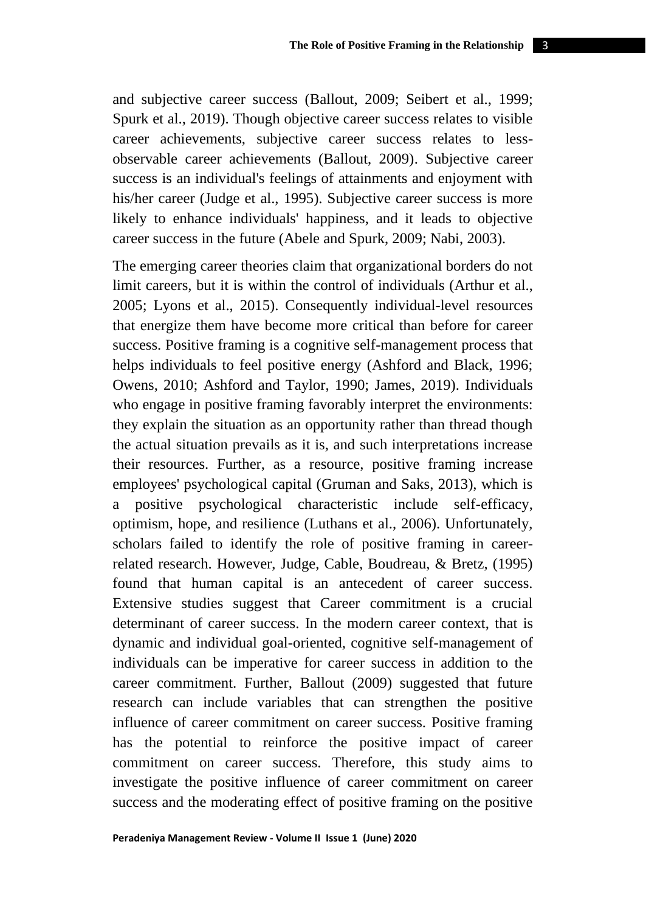and subjective career success (Ballout, 2009; Seibert et al., 1999; Spurk et al., 2019). Though objective career success relates to visible career achievements, subjective career success relates to less-observable career achievements (Ballout, 2009). Subjective career success is an individual's feelings of attainments and enjoyment with his/her career (Judge et al., 1995). Subjective career success is more likely to enhance individuals' happiness, and it leads to objective career success in the future (Abele and Spurk, 2009; Nabi, 2003).

The emerging career theories claim that organizational borders do not limit careers, but it is within the control of individuals (Arthur et al., 2005; Lyons et al., 2015). Consequently individual-level resources that energize them have become more critical than before for career success. Positive framing is a cognitive self-management process that helps individuals to feel positive energy (Ashford and Black, 1996; Owens, 2010; Ashford and Taylor, 1990; James, 2019). Individuals who engage in positive framing favorably interpret the environments: they explain the situation as an opportunity rather than thread though the actual situation prevails as it is, and such interpretations increase their resources. Further, as a resource, positive framing increase employees' psychological capital (Gruman and Saks, 2013), which is a positive psychological characteristic include self-efficacy, optimism, hope, and resilience (Luthans et al., 2006). Unfortunately, scholars failed to identify the role of positive framing in career-related research. However, Judge, Cable, Boudreau, & Bretz, (1995) found that human capital is an antecedent of career success. Extensive studies suggest that Career commitment is a crucial determinant of career success. In the modern career context, that is dynamic and individual goal-oriented, cognitive self-management of individuals can be imperative for career success in addition to the career commitment. Further, Ballout (2009) suggested that future research can include variables that can strengthen the positive influence of career commitment on career success. Positive framing has the potential to reinforce the positive impact of career commitment on career success. Therefore, this study aims to investigate the positive influence of career commitment on career success and the moderating effect of positive framing on the positive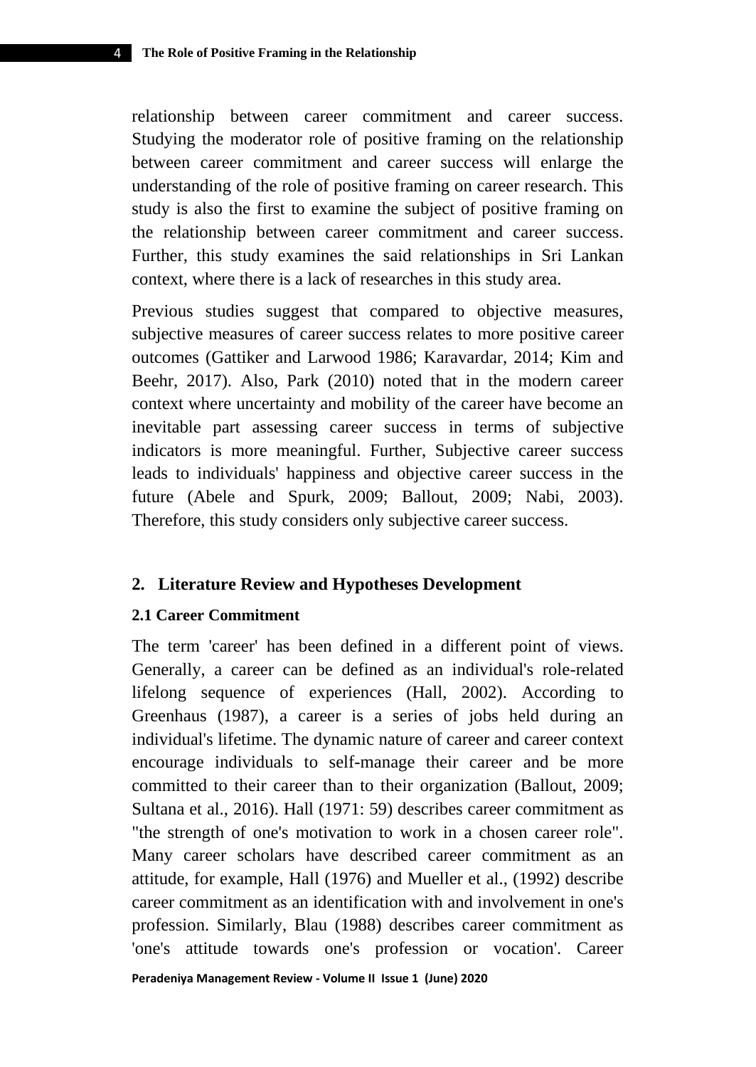relationship between career commitment and career success. Studying the moderator role of positive framing on the relationship between career commitment and career success will enlarge the understanding of the role of positive framing on career research. This study is also the first to examine the subject of positive framing on the relationship between career commitment and career success. Further, this study examines the said relationships in Sri Lankan context, where there is a lack of researches in this study area.

Previous studies suggest that compared to objective measures, subjective measures of career success relates to more positive career outcomes (Gattiker and Larwood 1986; Karavardar, 2014; Kim and Beehr, 2017). Also, Park (2010) noted that in the modern career context where uncertainty and mobility of the career have become an inevitable part assessing career success in terms of subjective indicators is more meaningful. Further, Subjective career success leads to individuals' happiness and objective career success in the future (Abele and Spurk, 2009; Ballout, 2009; Nabi, 2003). Therefore, this study considers only subjective career success.

## 2. Literature Review and Hypotheses Development

### 2.1 Career Commitment

The term 'career' has been defined in a different point of views. Generally, a career can be defined as an individual's role-related lifelong sequence of experiences (Hall, 2002). According to Greenhaus (1987), a career is a series of jobs held during an individual's lifetime. The dynamic nature of career and career context encourage individuals to self-manage their career and be more committed to their career than to their organization (Ballout, 2009; Sultana et al., 2016). Hall (1971: 59) describes career commitment as "the strength of one's motivation to work in a chosen career role". Many career scholars have described career commitment as an attitude, for example, Hall (1976) and Mueller et al., (1992) describe career commitment as an identification with and involvement in one's profession. Similarly, Blau (1988) describes career commitment as 'one's attitude towards one's profession or vocation'. Career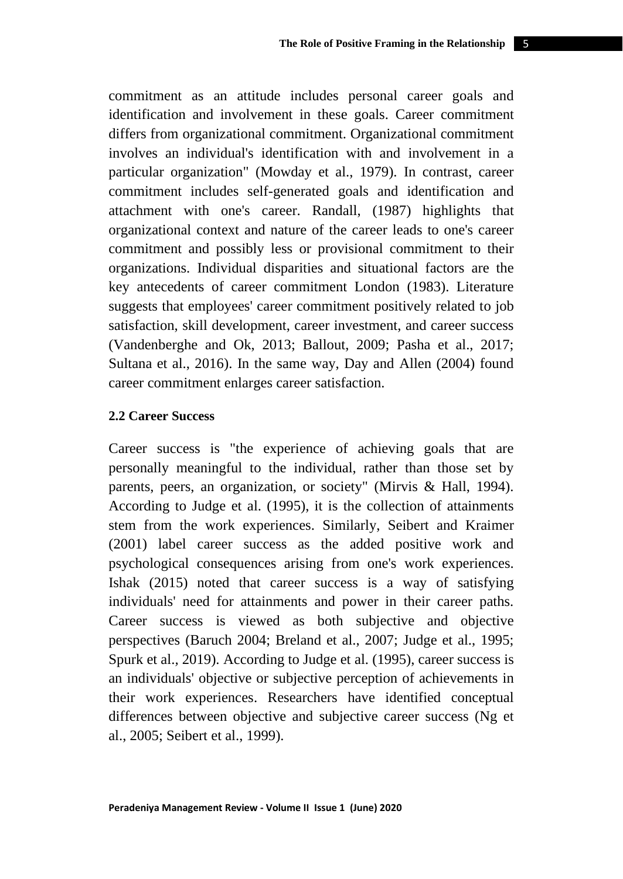commitment as an attitude includes personal career goals and identification and involvement in these goals. Career commitment differs from organizational commitment. Organizational commitment involves an individual's identification with and involvement in a particular organization" (Mowday et al., 1979). In contrast, career commitment includes self-generated goals and identification and attachment with one's career. Randall, (1987) highlights that organizational context and nature of the career leads to one's career commitment and possibly less or provisional commitment to their organizations. Individual disparities and situational factors are the key antecedents of career commitment London (1983). Literature suggests that employees' career commitment positively related to job satisfaction, skill development, career investment, and career success (Vandenberghe and Ok, 2013; Ballout, 2009; Pasha et al., 2017; Sultana et al., 2016). In the same way, Day and Allen (2004) found career commitment enlarges career satisfaction.

### 2.2 Career Success

Career success is "the experience of achieving goals that are personally meaningful to the individual, rather than those set by parents, peers, an organization, or society" (Mirvis & Hall, 1994). According to Judge et al. (1995), it is the collection of attainments stem from the work experiences. Similarly, Seibert and Kraimer (2001) label career success as the added positive work and psychological consequences arising from one's work experiences. Ishak (2015) noted that career success is a way of satisfying individuals' need for attainments and power in their career paths. Career success is viewed as both subjective and objective perspectives (Baruch 2004; Breland et al., 2007; Judge et al., 1995; Spurk et al., 2019). According to Judge et al. (1995), career success is an individuals' objective or subjective perception of achievements in their work experiences. Researchers have identified conceptual differences between objective and subjective career success (Ng et al., 2005; Seibert et al., 1999).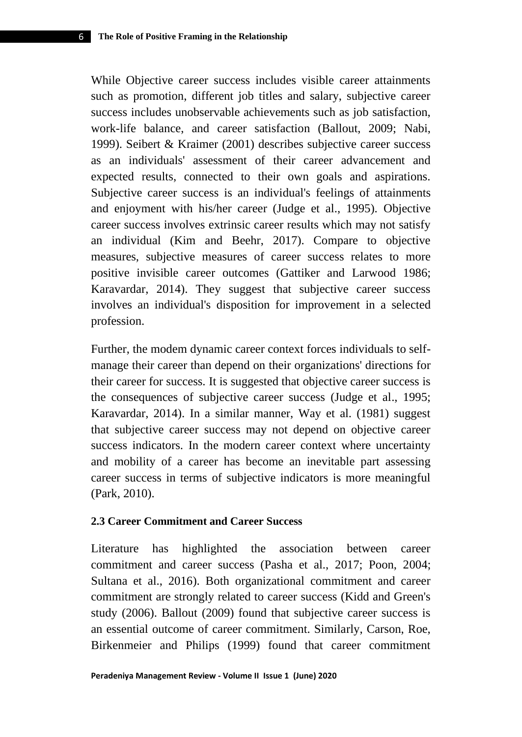While Objective career success includes visible career attainments such as promotion, different job titles and salary, subjective career success includes unobservable achievements such as job satisfaction, work-life balance, and career satisfaction (Ballout, 2009; Nabi, 1999). Seibert & Kraimer (2001) describes subjective career success as an individuals' assessment of their career advancement and expected results, connected to their own goals and aspirations. Subjective career success is an individual's feelings of attainments and enjoyment with his/her career (Judge et al., 1995). Objective career success involves extrinsic career results which may not satisfy an individual (Kim and Beehr, 2017). Compare to objective measures, subjective measures of career success relates to more positive invisible career outcomes (Gattiker and Larwood 1986; Karavardar, 2014). They suggest that subjective career success involves an individual's disposition for improvement in a selected profession.

Further, the modem dynamic career context forces individuals to self-manage their career than depend on their organizations' directions for their career for success. It is suggested that objective career success is the consequences of subjective career success (Judge et al., 1995; Karavardar, 2014). In a similar manner, Way et al. (1981) suggest that subjective career success may not depend on objective career success indicators. In the modern career context where uncertainty and mobility of a career has become an inevitable part assessing career success in terms of subjective indicators is more meaningful (Park, 2010).

### 2.3 Career Commitment and Career Success

Literature has highlighted the association between career commitment and career success (Pasha et al., 2017; Poon, 2004; Sultana et al., 2016). Both organizational commitment and career commitment are strongly related to career success (Kidd and Green's study (2006). Ballout (2009) found that subjective career success is an essential outcome of career commitment. Similarly, Carson, Roe, Birkenmeier and Philips (1999) found that career commitment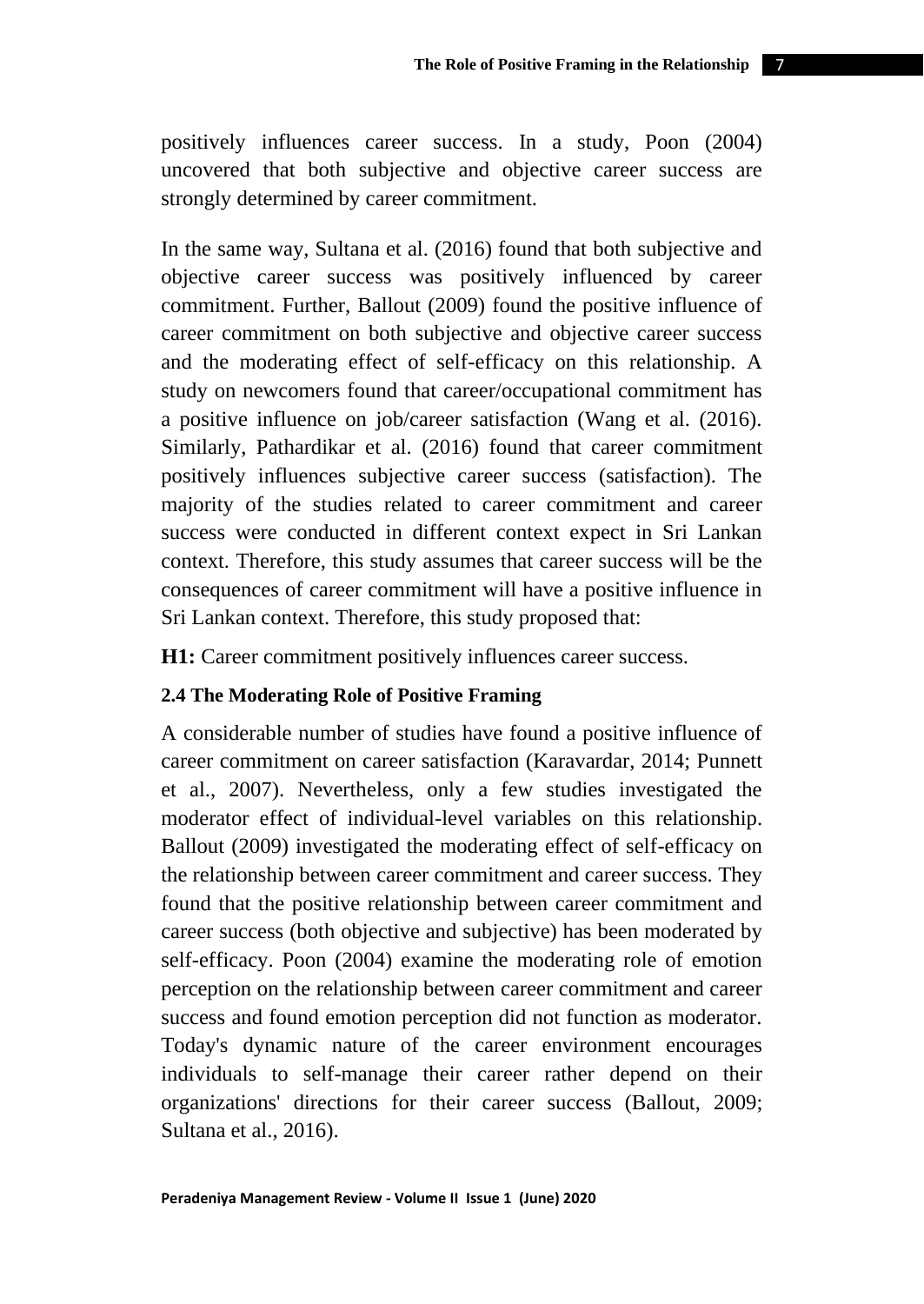positively influences career success. In a study, Poon (2004) uncovered that both subjective and objective career success are strongly determined by career commitment.

In the same way, Sultana et al. (2016) found that both subjective and objective career success was positively influenced by career commitment. Further, Ballout (2009) found the positive influence of career commitment on both subjective and objective career success and the moderating effect of self-efficacy on this relationship. A study on newcomers found that career/occupational commitment has a positive influence on job/career satisfaction (Wang et al. (2016). Similarly, Pathardikar et al. (2016) found that career commitment positively influences subjective career success (satisfaction). The majority of the studies related to career commitment and career success were conducted in different context expect in Sri Lankan context. Therefore, this study assumes that career success will be the consequences of career commitment will have a positive influence in Sri Lankan context. Therefore, this study proposed that:

**H1:** Career commitment positively influences career success.

### 2.4 The Moderating Role of Positive Framing

A considerable number of studies have found a positive influence of career commitment on career satisfaction (Karavardar, 2014; Punnett et al., 2007). Nevertheless, only a few studies investigated the moderator effect of individual-level variables on this relationship. Ballout (2009) investigated the moderating effect of self-efficacy on the relationship between career commitment and career success. They found that the positive relationship between career commitment and career success (both objective and subjective) has been moderated by self-efficacy. Poon (2004) examine the moderating role of emotion perception on the relationship between career commitment and career success and found emotion perception did not function as moderator. Today's dynamic nature of the career environment encourages individuals to self-manage their career rather depend on their organizations' directions for their career success (Ballout, 2009; Sultana et al., 2016).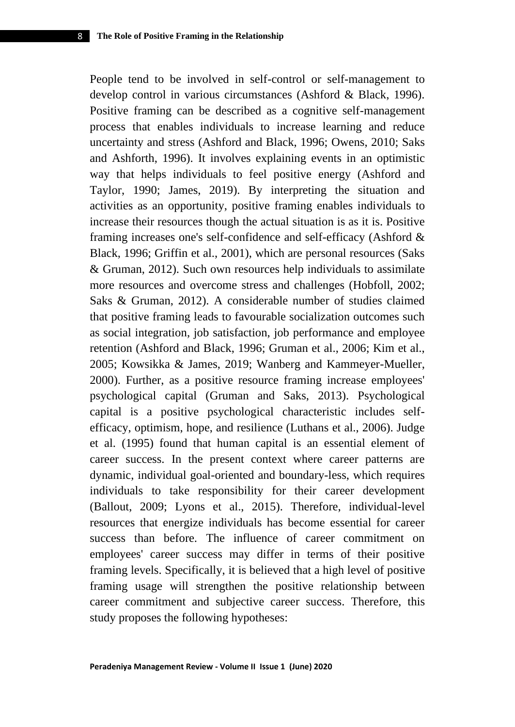People tend to be involved in self-control or self-management to develop control in various circumstances (Ashford & Black, 1996). Positive framing can be described as a cognitive self-management process that enables individuals to increase learning and reduce uncertainty and stress (Ashford and Black, 1996; Owens, 2010; Saks and Ashforth, 1996). It involves explaining events in an optimistic way that helps individuals to feel positive energy (Ashford and Taylor, 1990; James, 2019). By interpreting the situation and activities as an opportunity, positive framing enables individuals to increase their resources though the actual situation is as it is. Positive framing increases one's self-confidence and self-efficacy (Ashford & Black, 1996; Griffin et al., 2001), which are personal resources (Saks & Gruman, 2012). Such own resources help individuals to assimilate more resources and overcome stress and challenges (Hobfoll, 2002; Saks & Gruman, 2012). A considerable number of studies claimed that positive framing leads to favourable socialization outcomes such as social integration, job satisfaction, job performance and employee retention (Ashford and Black, 1996; Gruman et al., 2006; Kim et al., 2005; Kowsikka & James, 2019; Wanberg and Kammeyer-Mueller, 2000). Further, as a positive resource framing increase employees' psychological capital (Gruman and Saks, 2013). Psychological capital is a positive psychological characteristic includes self-efficacy, optimism, hope, and resilience (Luthans et al., 2006). Judge et al. (1995) found that human capital is an essential element of career success. In the present context where career patterns are dynamic, individual goal-oriented and boundary-less, which requires individuals to take responsibility for their career development (Ballout, 2009; Lyons et al., 2015). Therefore, individual-level resources that energize individuals has become essential for career success than before. The influence of career commitment on employees' career success may differ in terms of their positive framing levels. Specifically, it is believed that a high level of positive framing usage will strengthen the positive relationship between career commitment and subjective career success. Therefore, this study proposes the following hypotheses: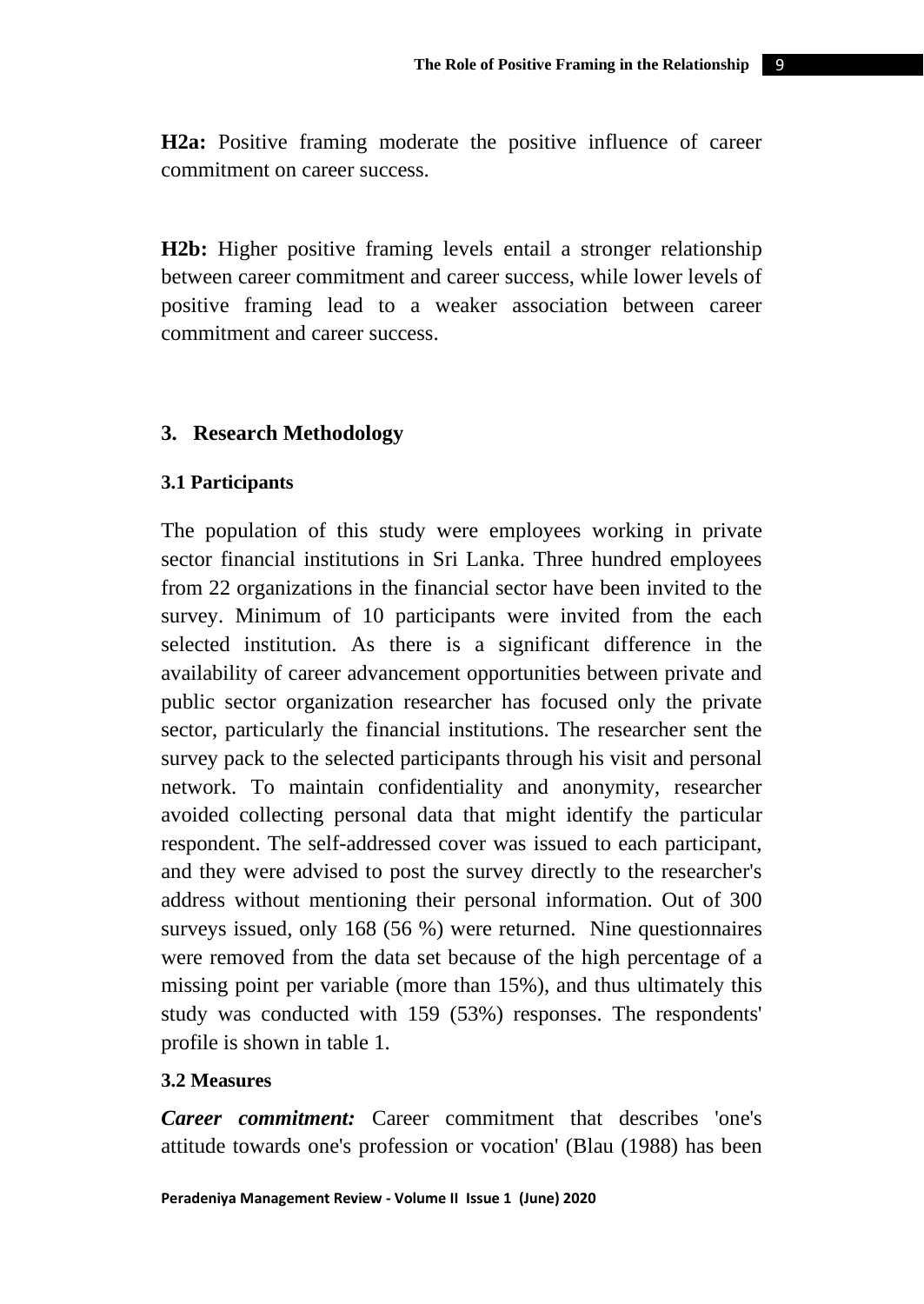**H2a:** Positive framing moderate the positive influence of career commitment on career success.

**H2b:** Higher positive framing levels entail a stronger relationship between career commitment and career success, while lower levels of positive framing lead to a weaker association between career commitment and career success.

## 3. Research Methodology

### 3.1 Participants

The population of this study were employees working in private sector financial institutions in Sri Lanka. Three hundred employees from 22 organizations in the financial sector have been invited to the survey. Minimum of 10 participants were invited from the each selected institution. As there is a significant difference in the availability of career advancement opportunities between private and public sector organization researcher has focused only the private sector, particularly the financial institutions. The researcher sent the survey pack to the selected participants through his visit and personal network. To maintain confidentiality and anonymity, researcher avoided collecting personal data that might identify the particular respondent. The self-addressed cover was issued to each participant, and they were advised to post the survey directly to the researcher's address without mentioning their personal information. Out of 300 surveys issued, only 168 (56 %) were returned. Nine questionnaires were removed from the data set because of the high percentage of a missing point per variable (more than 15%), and thus ultimately this study was conducted with 159 (53%) responses. The respondents' profile is shown in table 1.

### 3.2 Measures

***Career commitment:*** Career commitment that describes 'one's attitude towards one's profession or vocation' (Blau (1988) has been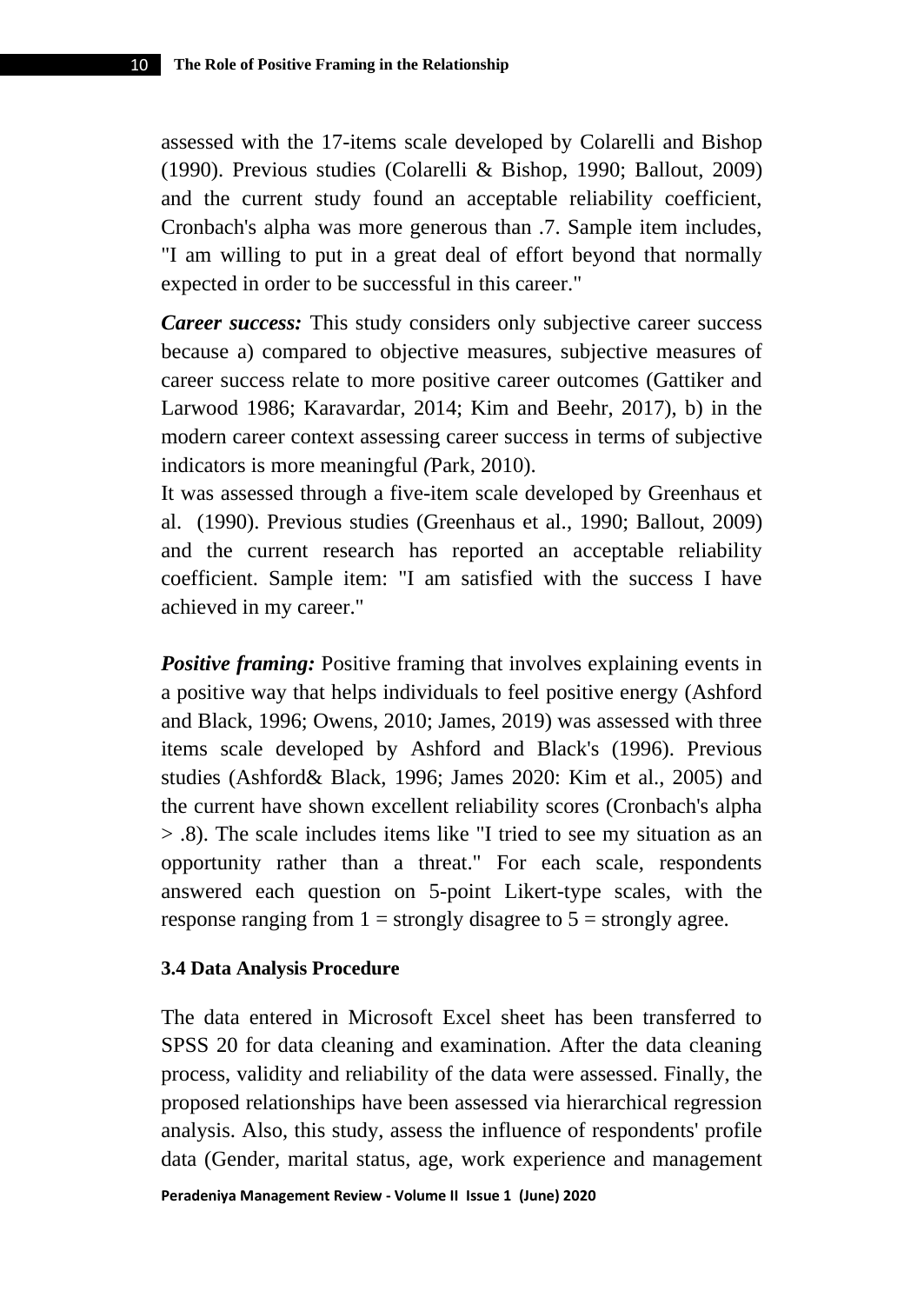assessed with the 17-items scale developed by Colarelli and Bishop (1990). Previous studies (Colarelli & Bishop, 1990; Ballout, 2009) and the current study found an acceptable reliability coefficient, Cronbach's alpha was more generous than .7. Sample item includes, "I am willing to put in a great deal of effort beyond that normally expected in order to be successful in this career."

***Career success:*** This study considers only subjective career success because a) compared to objective measures, subjective measures of career success relate to more positive career outcomes (Gattiker and Larwood 1986; Karavardar, 2014; Kim and Beehr, 2017), b) in the modern career context assessing career success in terms of subjective indicators is more meaningful *(*Park, 2010).

It was assessed through a five-item scale developed by Greenhaus et al. (1990). Previous studies (Greenhaus et al., 1990; Ballout, 2009) and the current research has reported an acceptable reliability coefficient. Sample item: "I am satisfied with the success I have achieved in my career."

***Positive framing:*** Positive framing that involves explaining events in a positive way that helps individuals to feel positive energy (Ashford and Black, 1996; Owens, 2010; James, 2019) was assessed with three items scale developed by Ashford and Black's (1996). Previous studies (Ashford& Black, 1996; James 2020: Kim et al., 2005) and the current have shown excellent reliability scores (Cronbach's alpha > .8). The scale includes items like "I tried to see my situation as an opportunity rather than a threat." For each scale, respondents answered each question on 5-point Likert-type scales, with the response ranging from 1 = strongly disagree to 5 = strongly agree.

### 3.4 Data Analysis Procedure

The data entered in Microsoft Excel sheet has been transferred to SPSS 20 for data cleaning and examination. After the data cleaning process, validity and reliability of the data were assessed. Finally, the proposed relationships have been assessed via hierarchical regression analysis. Also, this study, assess the influence of respondents' profile data (Gender, marital status, age, work experience and management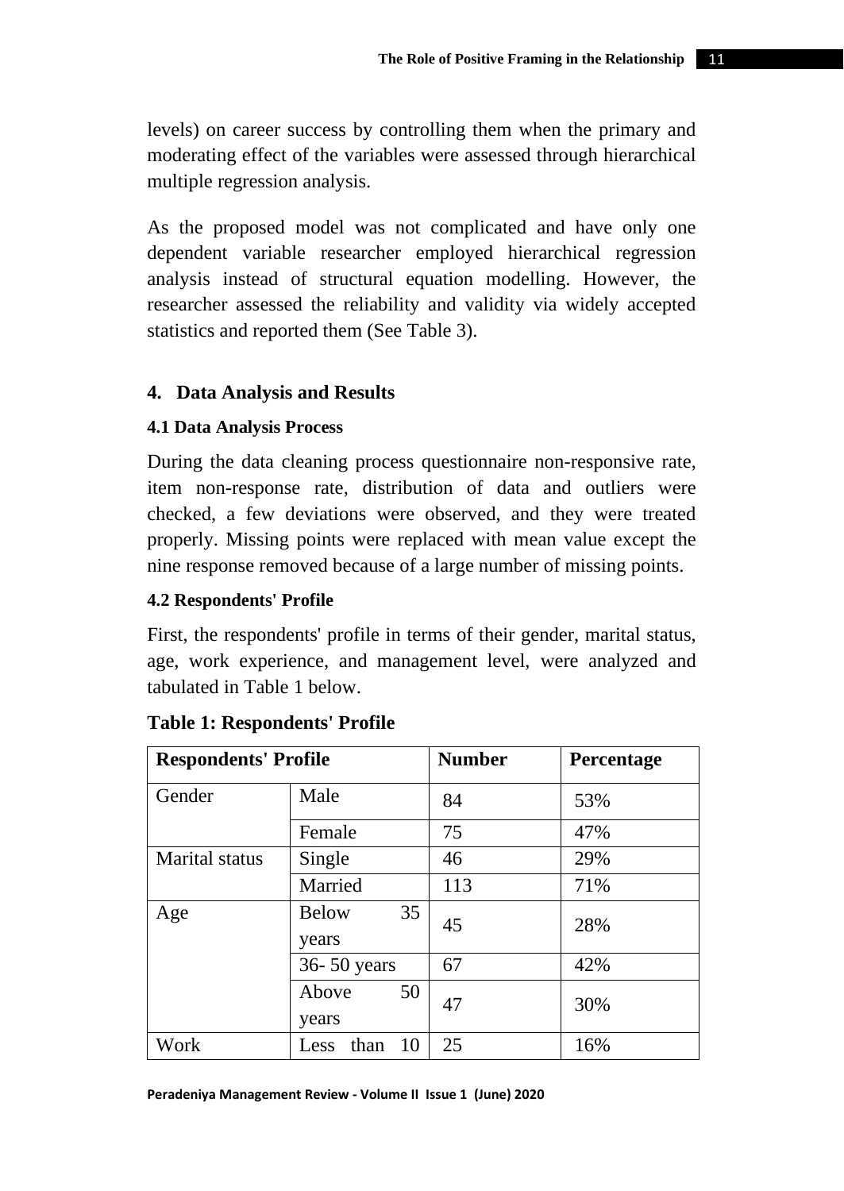levels) on career success by controlling them when the primary and moderating effect of the variables were assessed through hierarchical multiple regression analysis.

As the proposed model was not complicated and have only one dependent variable researcher employed hierarchical regression analysis instead of structural equation modelling. However, the researcher assessed the reliability and validity via widely accepted statistics and reported them (See Table 3).

## 4. Data Analysis and Results

### 4.1 Data Analysis Process

During the data cleaning process questionnaire non-responsive rate, item non-response rate, distribution of data and outliers were checked, a few deviations were observed, and they were treated properly. Missing points were replaced with mean value except the nine response removed because of a large number of missing points.

### 4.2 Respondents' Profile

First, the respondents' profile in terms of their gender, marital status, age, work experience, and management level, were analyzed and tabulated in Table 1 below.

**Table 1: Respondents' Profile**

| Respondents' Profile | | Number | Percentage |
|---|---|---|---|
| Gender | Male | 84 | 53% |
| | Female | 75 | 47% |
| Marital status | Single | 46 | 29% |
| | Married | 113 | 71% |
| Age | Below 35 years | 45 | 28% |
| | 36- 50 years | 67 | 42% |
| | Above 50 years | 47 | 30% |
| Work | Less than 10 | 25 | 16% |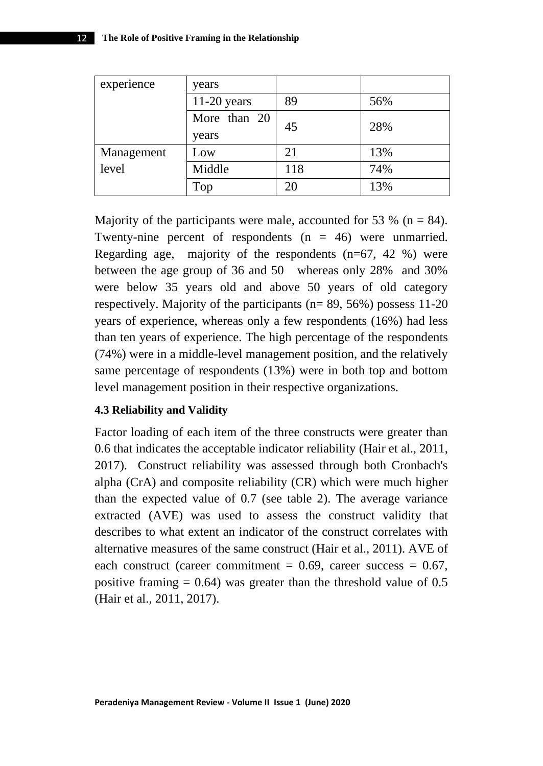| experience | years | | |
|---|---|---|---|
| | 11-20 years | 89 | 56% |
| | More than 20 years | 45 | 28% |
| Management level | Low | 21 | 13% |
| | Middle | 118 | 74% |
| | Top | 20 | 13% |

Majority of the participants were male, accounted for 53 % (n = 84). Twenty-nine percent of respondents (n = 46) were unmarried. Regarding age, majority of the respondents (n=67, 42 %) were between the age group of 36 and 50 whereas only 28% and 30% were below 35 years old and above 50 years of old category respectively. Majority of the participants (n= 89, 56%) possess 11-20 years of experience, whereas only a few respondents (16%) had less than ten years of experience. The high percentage of the respondents (74%) were in a middle-level management position, and the relatively same percentage of respondents (13%) were in both top and bottom level management position in their respective organizations.

#### 4.3 Reliability and Validity

Factor loading of each item of the three constructs were greater than 0.6 that indicates the acceptable indicator reliability (Hair et al., 2011, 2017). Construct reliability was assessed through both Cronbach's alpha (CrA) and composite reliability (CR) which were much higher than the expected value of 0.7 (see table 2). The average variance extracted (AVE) was used to assess the construct validity that describes to what extent an indicator of the construct correlates with alternative measures of the same construct (Hair et al., 2011). AVE of each construct (career commitment = 0.69, career success = 0.67, positive framing = 0.64) was greater than the threshold value of 0.5 (Hair et al., 2011, 2017).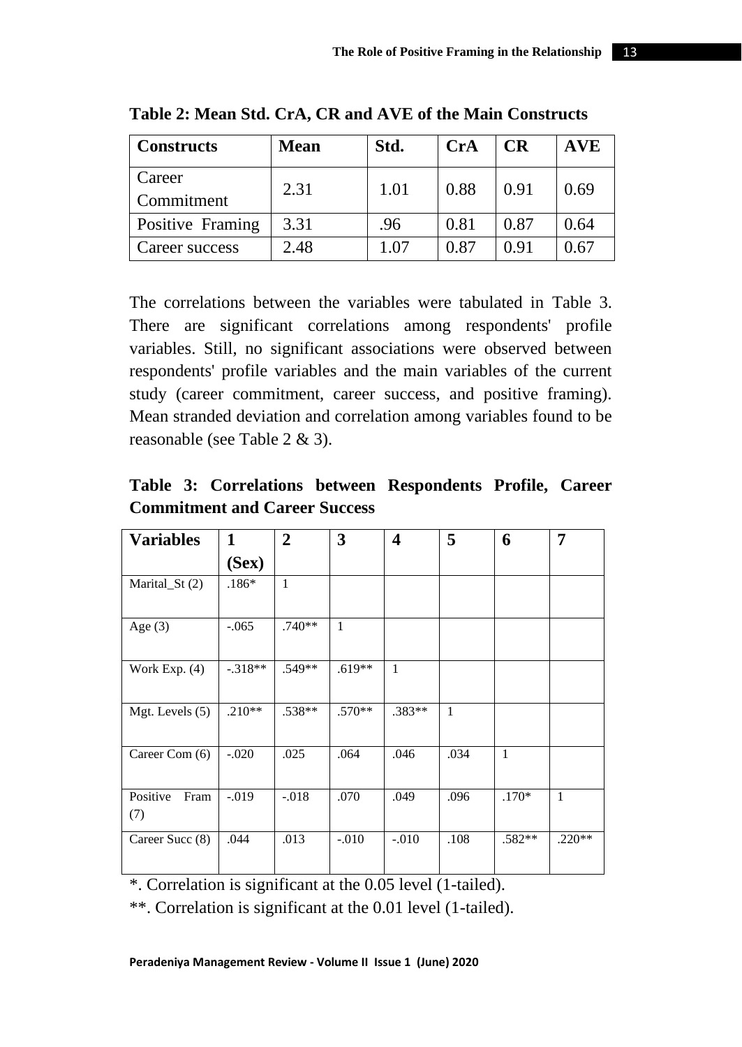**Table 2: Mean Std. CrA, CR and AVE of the Main Constructs**

| Constructs | Mean | Std. | CrA | CR | AVE |
|---|---|---|---|---|---|
| Career Commitment | 2.31 | 1.01 | 0.88 | 0.91 | 0.69 |
| Positive Framing | 3.31 | .96 | 0.81 | 0.87 | 0.64 |
| Career success | 2.48 | 1.07 | 0.87 | 0.91 | 0.67 |

The correlations between the variables were tabulated in Table 3. There are significant correlations among respondents' profile variables. Still, no significant associations were observed between respondents' profile variables and the main variables of the current study (career commitment, career success, and positive framing). Mean stranded deviation and correlation among variables found to be reasonable (see Table 2 & 3).

**Table 3: Correlations between Respondents Profile, Career Commitment and Career Success**

| Variables | 1 (Sex) | 2 | 3 | 4 | 5 | 6 | 7 |
|---|---|---|---|---|---|---|---|
| Marital_St (2) | .186* | 1 | | | | | |
| Age (3) | -.065 | .740** | 1 | | | | |
| Work Exp. (4) | -.318** | .549** | .619** | 1 | | | |
| Mgt. Levels (5) | .210** | .538** | .570** | .383** | 1 | | |
| Career Com (6) | -.020 | .025 | .064 | .046 | .034 | 1 | |
| Positive Fram (7) | -.019 | -.018 | .070 | .049 | .096 | .170* | 1 |
| Career Succ (8) | .044 | .013 | -.010 | -.010 | .108 | .582** | .220** |

*. Correlation is significant at the 0.05 level (1-tailed).

**. Correlation is significant at the 0.01 level (1-tailed).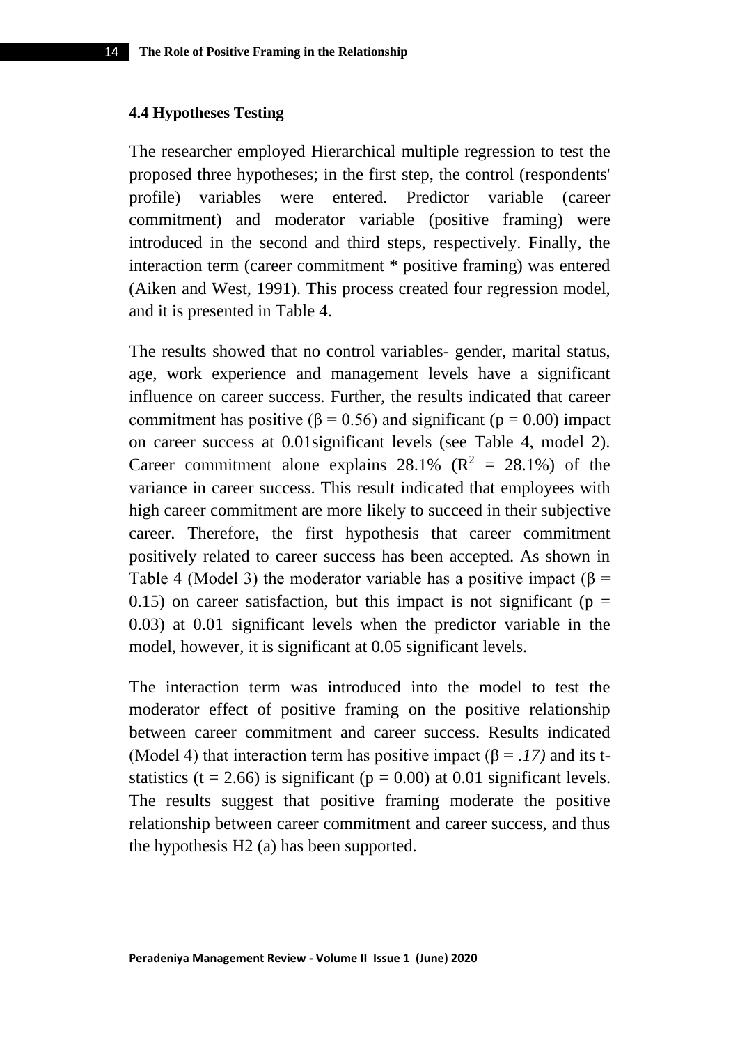### 4.4 Hypotheses Testing

The researcher employed Hierarchical multiple regression to test the proposed three hypotheses; in the first step, the control (respondents' profile) variables were entered. Predictor variable (career commitment) and moderator variable (positive framing) were introduced in the second and third steps, respectively. Finally, the interaction term (career commitment * positive framing) was entered (Aiken and West, 1991). This process created four regression model, and it is presented in Table 4.

The results showed that no control variables- gender, marital status, age, work experience and management levels have a significant influence on career success. Further, the results indicated that career commitment has positive ($\beta = 0.56$) and significant ($p = 0.00$) impact on career success at 0.01significant levels (see Table 4, model 2). Career commitment alone explains 28.1% ($R^2 = 28.1\%$) of the variance in career success. This result indicated that employees with high career commitment are more likely to succeed in their subjective career. Therefore, the first hypothesis that career commitment positively related to career success has been accepted. As shown in Table 4 (Model 3) the moderator variable has a positive impact ($\beta = 0.15$) on career satisfaction, but this impact is not significant ($p = 0.03$) at 0.01 significant levels when the predictor variable in the model, however, it is significant at 0.05 significant levels.

The interaction term was introduced into the model to test the moderator effect of positive framing on the positive relationship between career commitment and career success. Results indicated (Model 4) that interaction term has positive impact ($\beta = .17$) and its t-statistics ($t = 2.66$) is significant ($p = 0.00$) at 0.01 significant levels. The results suggest that positive framing moderate the positive relationship between career commitment and career success, and thus the hypothesis H2 (a) has been supported.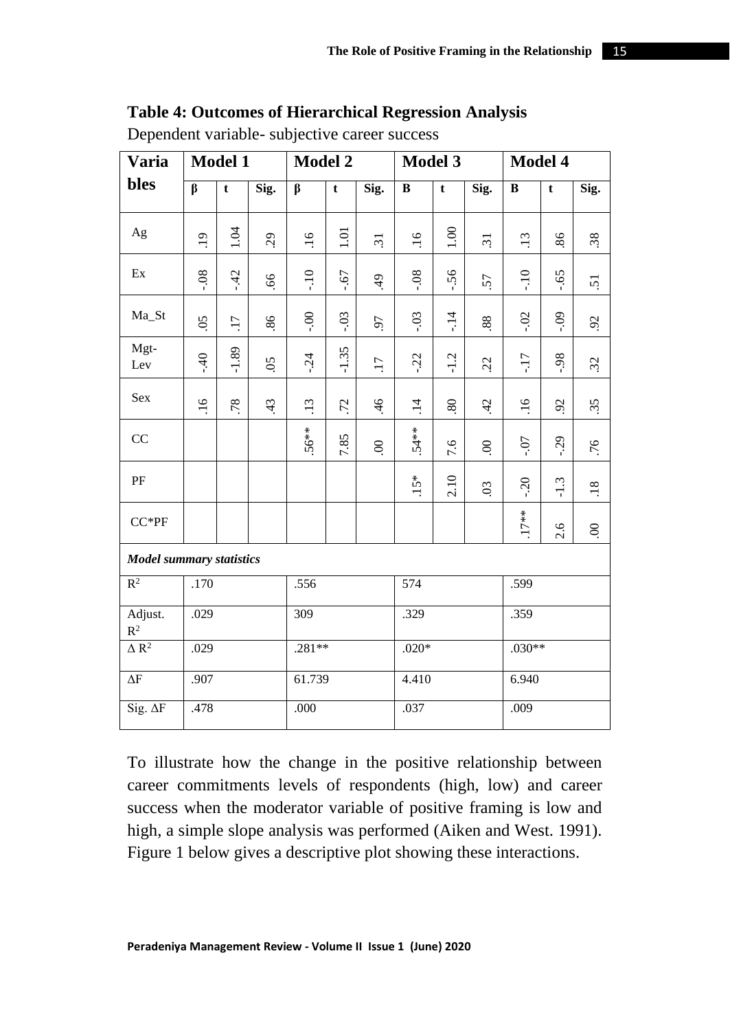**Table 4: Outcomes of Hierarchical Regression Analysis**

Dependent variable- subjective career success

| Variables | Model 1 | | | Model 2 | | | Model 3 | | | Model 4 | | |
|---|---|---|---|---|---|---|---|---|---|---|---|---|
| | β | t | Sig. | β | t | Sig. | B | t | Sig. | B | t | Sig. |
| Ag | .19 | 1.04 | .29 | .16 | 1.01 | .31 | .16 | 1.00 | .31 | .13 | .86 | .38 |
| Ex | -.08 | -.42 | .66 | -.10 | -.67 | .49 | -.08 | -.56 | .57 | -.10 | -.65 | .51 |
| Ma_St | .05 | .17 | .86 | -.00 | -.03 | .97 | -.03 | -.14 | .88 | -.02 | -.09 | .92 |
| Mgt-Lev | -.40 | -1.89 | .05 | -.24 | -1.35 | .17 | -.22 | -1.2 | .22 | -.17 | -.98 | .32 |
| Sex | .16 | .78 | .43 | .13 | .72 | .46 | .14 | .80 | .42 | .16 | .92 | .35 |
| CC | | | | .56** | 7.85 | .00 | .54** | 7.6 | .00 | -.07 | -.29 | .76 |
| PF | | | | | | | .15* | 2.10 | .03 | -.20 | -1.3 | .18 |
| CC*PF | | | | | | | | | | .17** | 2.6 | .00 |
| ***Model summary statistics*** | | | | | | | | | | | | |
| $R^2$ | .170 | | | .556 | | | 574 | | | .599 | | |
| Adjust. $R^2$ | .029 | | | 309 | | | .329 | | | .359 | | |
| $\Delta R^2$ | .029 | | | .281** | | | .020* | | | .030** | | |
| ΔF | .907 | | | 61.739 | | | 4.410 | | | 6.940 | | |
| Sig. ΔF | .478 | | | .000 | | | .037 | | | .009 | | |

To illustrate how the change in the positive relationship between career commitments levels of respondents (high, low) and career success when the moderator variable of positive framing is low and high, a simple slope analysis was performed (Aiken and West. 1991). Figure 1 below gives a descriptive plot showing these interactions.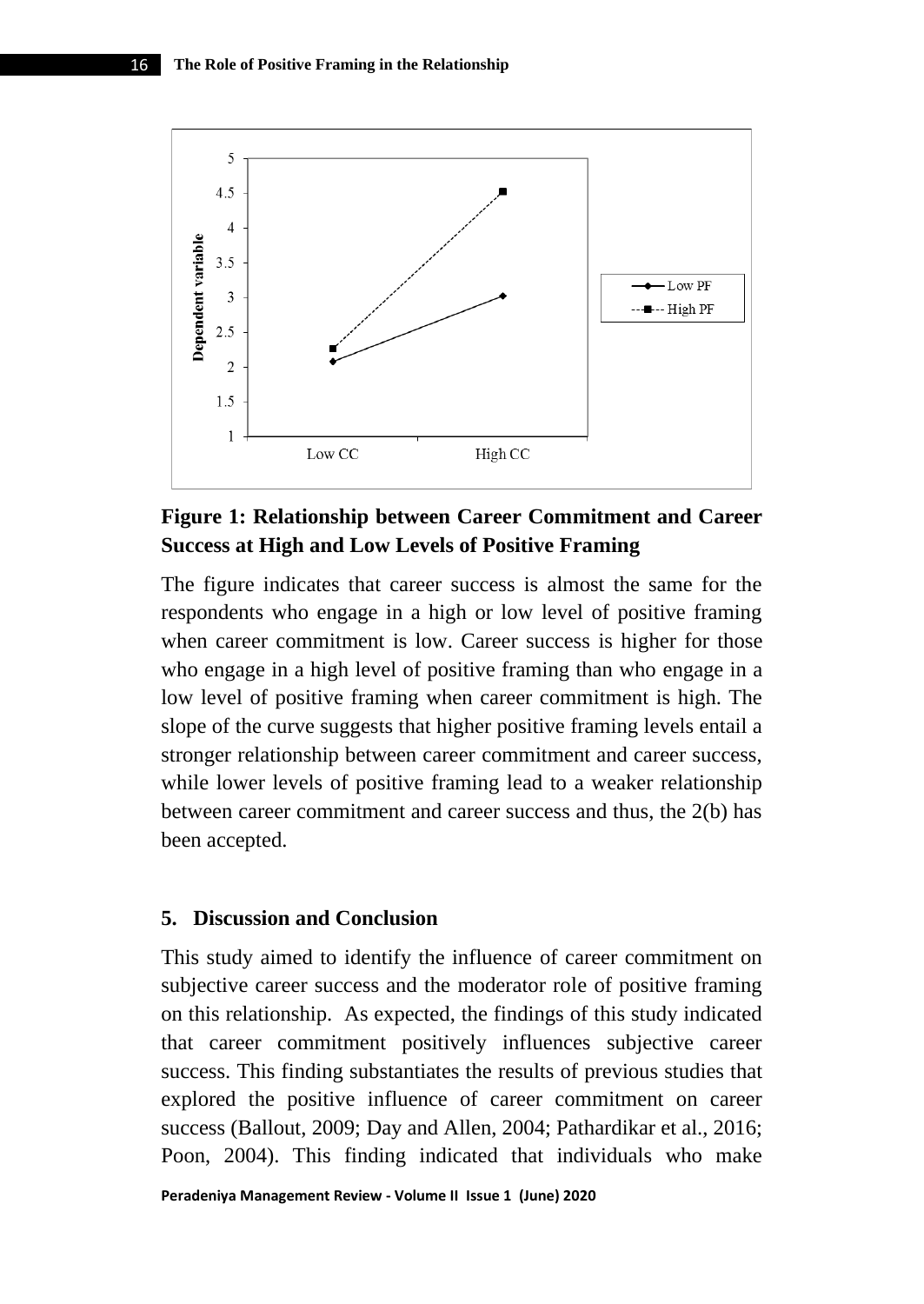**Figure 1: Relationship between Career Commitment and Career Success at High and Low Levels of Positive Framing**

The figure indicates that career success is almost the same for the respondents who engage in a high or low level of positive framing when career commitment is low. Career success is higher for those who engage in a high level of positive framing than who engage in a low level of positive framing when career commitment is high. The slope of the curve suggests that higher positive framing levels entail a stronger relationship between career commitment and career success, while lower levels of positive framing lead to a weaker relationship between career commitment and career success and thus, the 2(b) has been accepted.

## 5. Discussion and Conclusion

This study aimed to identify the influence of career commitment on subjective career success and the moderator role of positive framing on this relationship. As expected, the findings of this study indicated that career commitment positively influences subjective career success. This finding substantiates the results of previous studies that explored the positive influence of career commitment on career success (Ballout, 2009; Day and Allen, 2004; Pathardikar et al., 2016; Poon, 2004). This finding indicated that individuals who make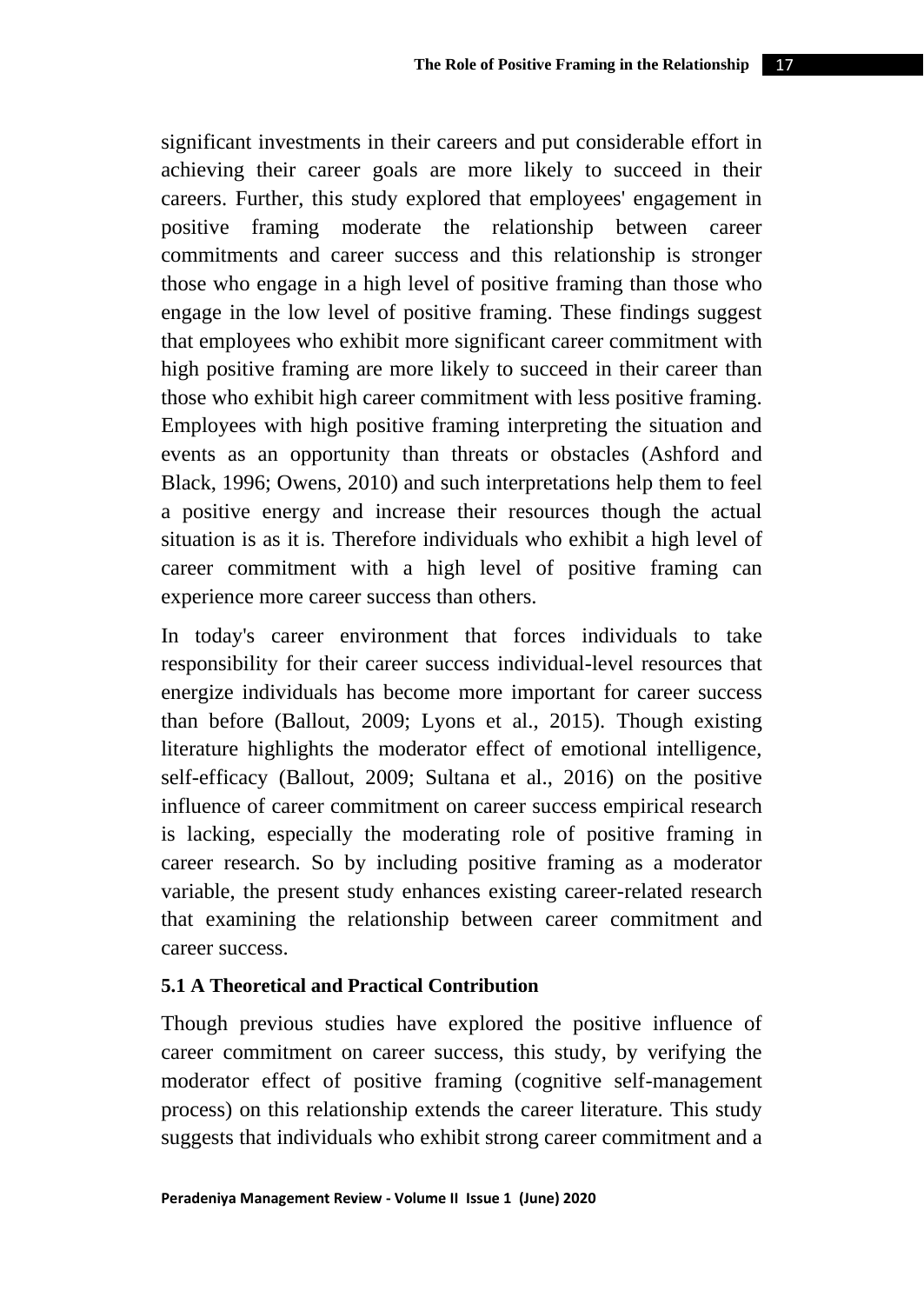significant investments in their careers and put considerable effort in achieving their career goals are more likely to succeed in their careers. Further, this study explored that employees' engagement in positive framing moderate the relationship between career commitments and career success and this relationship is stronger those who engage in a high level of positive framing than those who engage in the low level of positive framing. These findings suggest that employees who exhibit more significant career commitment with high positive framing are more likely to succeed in their career than those who exhibit high career commitment with less positive framing. Employees with high positive framing interpreting the situation and events as an opportunity than threats or obstacles (Ashford and Black, 1996; Owens, 2010) and such interpretations help them to feel a positive energy and increase their resources though the actual situation is as it is. Therefore individuals who exhibit a high level of career commitment with a high level of positive framing can experience more career success than others.

In today's career environment that forces individuals to take responsibility for their career success individual-level resources that energize individuals has become more important for career success than before (Ballout, 2009; Lyons et al., 2015). Though existing literature highlights the moderator effect of emotional intelligence, self-efficacy (Ballout, 2009; Sultana et al., 2016) on the positive influence of career commitment on career success empirical research is lacking, especially the moderating role of positive framing in career research. So by including positive framing as a moderator variable, the present study enhances existing career-related research that examining the relationship between career commitment and career success.

### 5.1 A Theoretical and Practical Contribution

Though previous studies have explored the positive influence of career commitment on career success, this study, by verifying the moderator effect of positive framing (cognitive self-management process) on this relationship extends the career literature. This study suggests that individuals who exhibit strong career commitment and a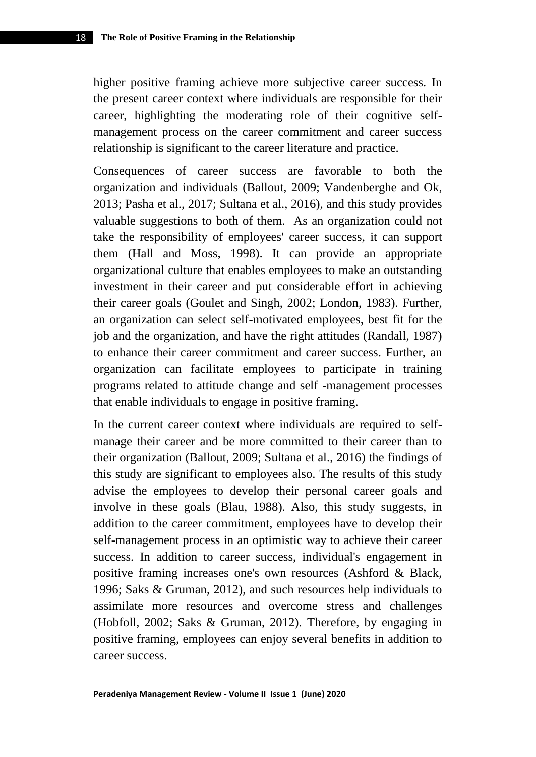higher positive framing achieve more subjective career success. In the present career context where individuals are responsible for their career, highlighting the moderating role of their cognitive self-management process on the career commitment and career success relationship is significant to the career literature and practice.

Consequences of career success are favorable to both the organization and individuals (Ballout, 2009; Vandenberghe and Ok, 2013; Pasha et al., 2017; Sultana et al., 2016), and this study provides valuable suggestions to both of them. As an organization could not take the responsibility of employees' career success, it can support them (Hall and Moss, 1998). It can provide an appropriate organizational culture that enables employees to make an outstanding investment in their career and put considerable effort in achieving their career goals (Goulet and Singh, 2002; London, 1983). Further, an organization can select self-motivated employees, best fit for the job and the organization, and have the right attitudes (Randall, 1987) to enhance their career commitment and career success. Further, an organization can facilitate employees to participate in training programs related to attitude change and self -management processes that enable individuals to engage in positive framing.

In the current career context where individuals are required to self-manage their career and be more committed to their career than to their organization (Ballout, 2009; Sultana et al., 2016) the findings of this study are significant to employees also. The results of this study advise the employees to develop their personal career goals and involve in these goals (Blau, 1988). Also, this study suggests, in addition to the career commitment, employees have to develop their self-management process in an optimistic way to achieve their career success. In addition to career success, individual's engagement in positive framing increases one's own resources (Ashford & Black, 1996; Saks & Gruman, 2012), and such resources help individuals to assimilate more resources and overcome stress and challenges (Hobfoll, 2002; Saks & Gruman, 2012). Therefore, by engaging in positive framing, employees can enjoy several benefits in addition to career success.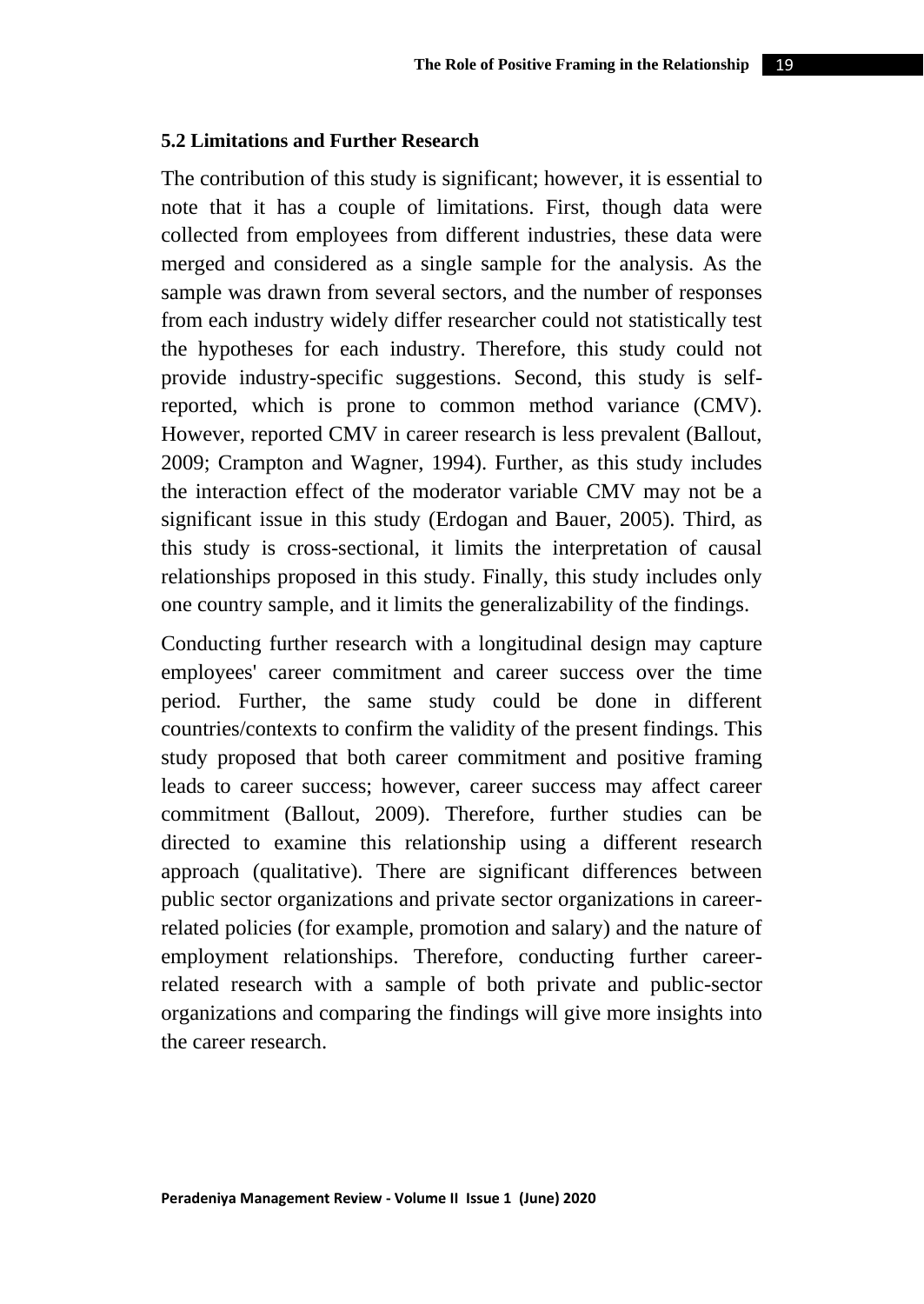### 5.2 Limitations and Further Research

The contribution of this study is significant; however, it is essential to note that it has a couple of limitations. First, though data were collected from employees from different industries, these data were merged and considered as a single sample for the analysis. As the sample was drawn from several sectors, and the number of responses from each industry widely differ researcher could not statistically test the hypotheses for each industry. Therefore, this study could not provide industry-specific suggestions. Second, this study is self-reported, which is prone to common method variance (CMV). However, reported CMV in career research is less prevalent (Ballout, 2009; Crampton and Wagner, 1994). Further, as this study includes the interaction effect of the moderator variable CMV may not be a significant issue in this study (Erdogan and Bauer, 2005). Third, as this study is cross-sectional, it limits the interpretation of causal relationships proposed in this study. Finally, this study includes only one country sample, and it limits the generalizability of the findings.

Conducting further research with a longitudinal design may capture employees' career commitment and career success over the time period. Further, the same study could be done in different countries/contexts to confirm the validity of the present findings. This study proposed that both career commitment and positive framing leads to career success; however, career success may affect career commitment (Ballout, 2009). Therefore, further studies can be directed to examine this relationship using a different research approach (qualitative). There are significant differences between public sector organizations and private sector organizations in career-related policies (for example, promotion and salary) and the nature of employment relationships. Therefore, conducting further career-related research with a sample of both private and public-sector organizations and comparing the findings will give more insights into the career research.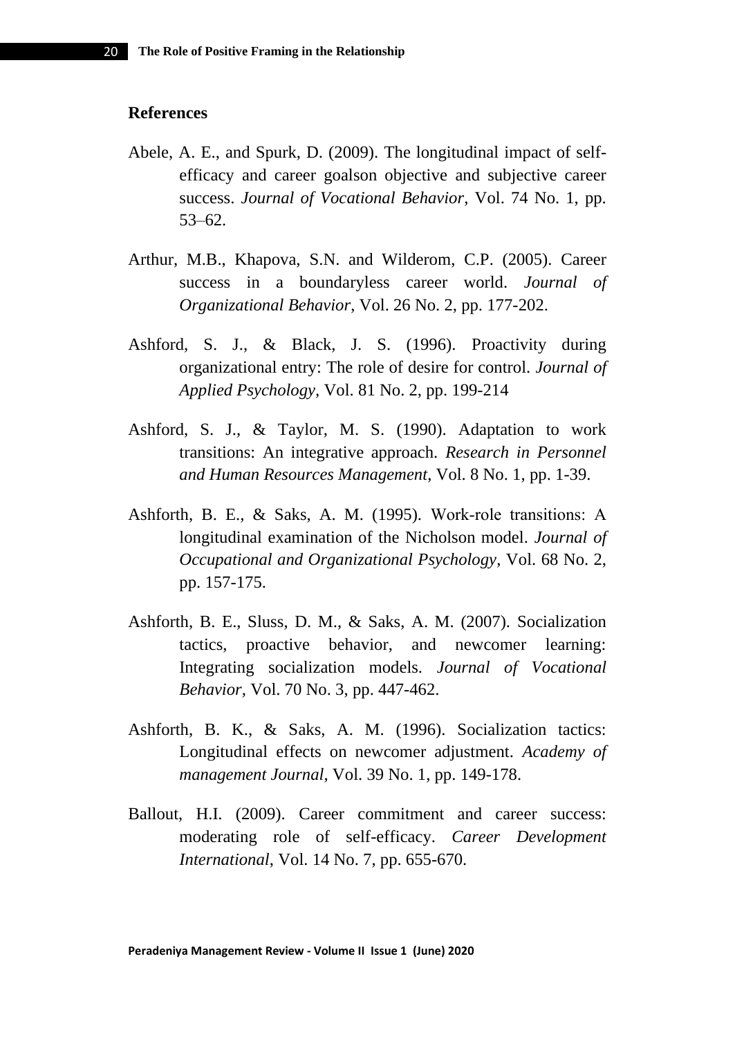## References

Abele, A. E., and Spurk, D. (2009). The longitudinal impact of self-efficacy and career goalson objective and subjective career success. *Journal of Vocational Behavior*, Vol. 74 No. 1, pp. 53–62.

Arthur, M.B., Khapova, S.N. and Wilderom, C.P. (2005). Career success in a boundaryless career world. *Journal of Organizational Behavior*, Vol. 26 No. 2, pp. 177-202.

Ashford, S. J., & Black, J. S. (1996). Proactivity during organizational entry: The role of desire for control. *Journal of Applied Psychology,* Vol. 81 No. 2, pp. 199-214

Ashford, S. J., & Taylor, M. S. (1990). Adaptation to work transitions: An integrative approach. *Research in Personnel and Human Resources Management*, Vol. 8 No. 1, pp. 1-39.

Ashforth, B. E., & Saks, A. M. (1995). Work-role transitions: A longitudinal examination of the Nicholson model. *Journal of Occupational and Organizational Psychology*, Vol. 68 No. 2, pp. 157-175.

Ashforth, B. E., Sluss, D. M., & Saks, A. M. (2007). Socialization tactics, proactive behavior, and newcomer learning: Integrating socialization models. *Journal of Vocational Behavior*, Vol. 70 No. 3, pp. 447-462.

Ashforth, B. K., & Saks, A. M. (1996). Socialization tactics: Longitudinal effects on newcomer adjustment. *Academy of management Journal*, Vol. 39 No. 1, pp. 149-178.

Ballout, H.I. (2009). Career commitment and career success: moderating role of self-efficacy. *Career Development International*, Vol. 14 No. 7, pp. 655-670.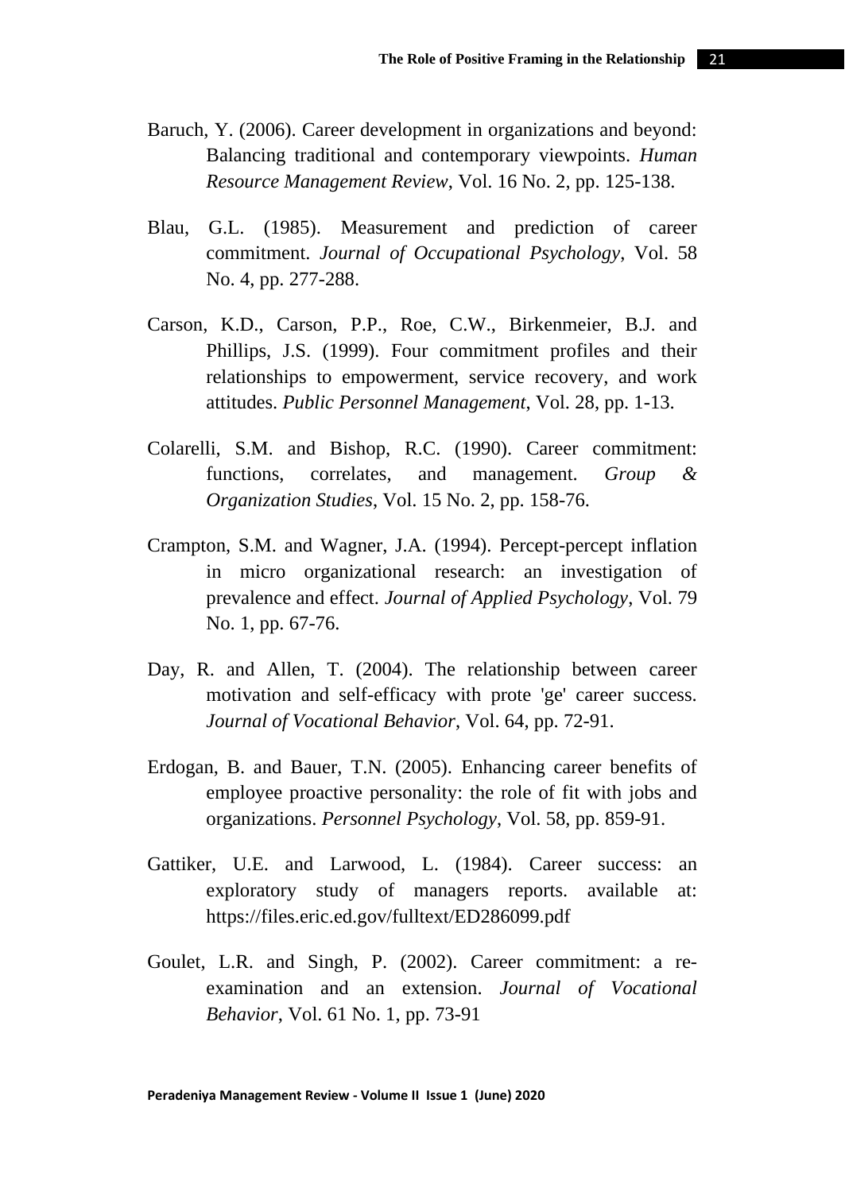Baruch, Y. (2006). Career development in organizations and beyond: Balancing traditional and contemporary viewpoints. *Human Resource Management Review*, Vol. 16 No. 2, pp. 125-138.

Blau, G.L. (1985). Measurement and prediction of career commitment. *Journal of Occupational Psychology*, Vol. 58 No. 4, pp. 277-288.

Carson, K.D., Carson, P.P., Roe, C.W., Birkenmeier, B.J. and Phillips, J.S. (1999). Four commitment profiles and their relationships to empowerment, service recovery, and work attitudes. *Public Personnel Management*, Vol. 28, pp. 1-13.

Colarelli, S.M. and Bishop, R.C. (1990). Career commitment: functions, correlates, and management. *Group & Organization Studies*, Vol. 15 No. 2, pp. 158-76.

Crampton, S.M. and Wagner, J.A. (1994). Percept-percept inflation in micro organizational research: an investigation of prevalence and effect. *Journal of Applied Psychology*, Vol. 79 No. 1, pp. 67-76.

Day, R. and Allen, T. (2004). The relationship between career motivation and self-efficacy with prote 'ge' career success. *Journal of Vocational Behavior*, Vol. 64, pp. 72-91.

Erdogan, B. and Bauer, T.N. (2005). Enhancing career benefits of employee proactive personality: the role of fit with jobs and organizations. *Personnel Psychology*, Vol. 58, pp. 859-91.

Gattiker, U.E. and Larwood, L. (1984). Career success: an exploratory study of managers reports. available at: https://files.eric.ed.gov/fulltext/ED286099.pdf

Goulet, L.R. and Singh, P. (2002). Career commitment: a re-examination and an extension. *Journal of Vocational Behavior*, Vol. 61 No. 1, pp. 73-91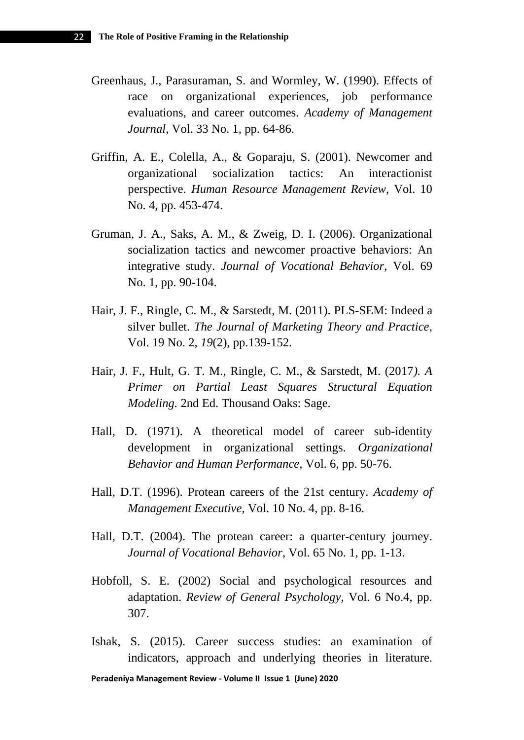Greenhaus, J., Parasuraman, S. and Wormley, W. (1990). Effects of race on organizational experiences, job performance evaluations, and career outcomes. *Academy of Management Journal*, Vol. 33 No. 1, pp. 64-86.

Griffin, A. E., Colella, A., & Goparaju, S. (2001). Newcomer and organizational socialization tactics: An interactionist perspective. *Human Resource Management Review*, Vol. 10 No. 4, pp. 453-474.

Gruman, J. A., Saks, A. M., & Zweig, D. I. (2006). Organizational socialization tactics and newcomer proactive behaviors: An integrative study. *Journal of Vocational Behavior*, Vol. 69 No. 1, pp. 90-104.

Hair, J. F., Ringle, C. M., & Sarstedt, M. (2011). PLS-SEM: Indeed a silver bullet. *The Journal of Marketing Theory and Practice*, Vol. 19 No. 2, *19*(2), pp.139-152.

Hair, J. F., Hult, G. T. M., Ringle, C. M., & Sarstedt, M. (2017*). A Primer on Partial Least Squares Structural Equation Modeling.* 2nd Ed. Thousand Oaks: Sage.

Hall, D. (1971). A theoretical model of career sub-identity development in organizational settings. *Organizational Behavior and Human Performance*, Vol. 6, pp. 50-76.

Hall, D.T. (1996). Protean careers of the 21st century. *Academy of Management Executive*, Vol. 10 No. 4, pp. 8-16.

Hall, D.T. (2004). The protean career: a quarter-century journey. *Journal of Vocational Behavior*, Vol. 65 No. 1, pp. 1-13.

Hobfoll, S. E. (2002) Social and psychological resources and adaptation. *Review of General Psychology,* Vol. 6 No.4, pp. 307.

Ishak, S. (2015). Career success studies: an examination of indicators, approach and underlying theories in literature.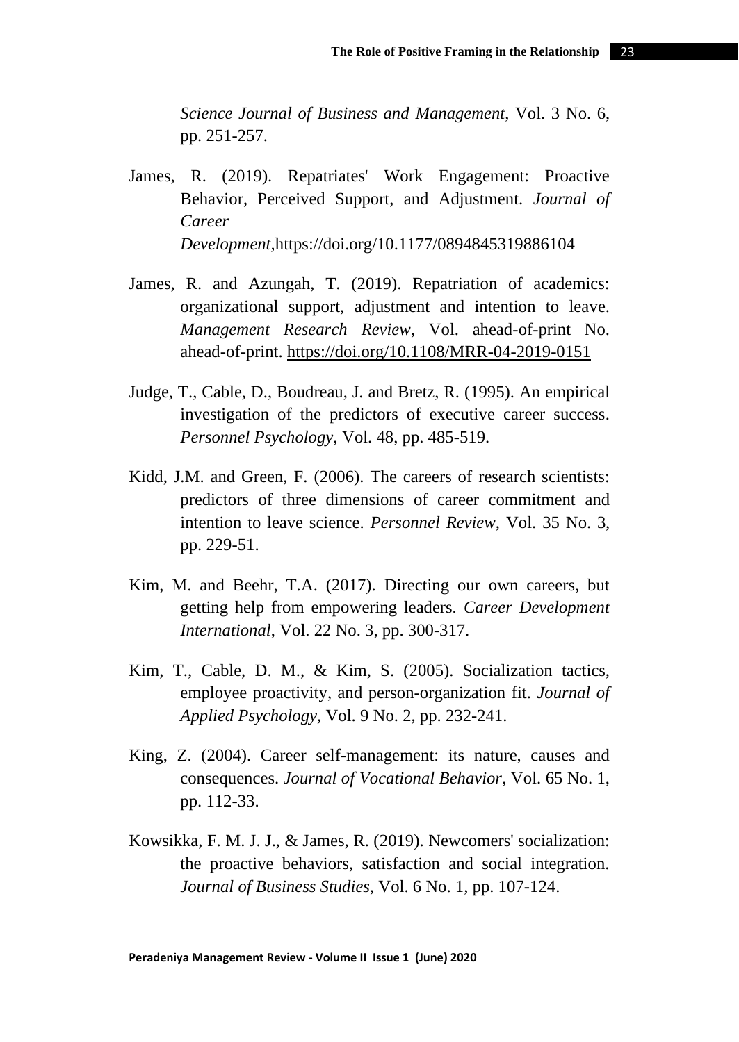*Science Journal of Business and Management*, Vol. 3 No. 6, pp. 251-257.

James, R. (2019). Repatriates' Work Engagement: Proactive Behavior, Perceived Support, and Adjustment. *Journal of Career Development*,https://doi.org/10.1177/0894845319886104

James, R. and Azungah, T. (2019). Repatriation of academics: organizational support, adjustment and intention to leave. *Management Research Review*, Vol. ahead-of-print No. ahead-of-print. https://doi.org/10.1108/MRR-04-2019-0151

Judge, T., Cable, D., Boudreau, J. and Bretz, R. (1995). An empirical investigation of the predictors of executive career success. *Personnel Psychology*, Vol. 48, pp. 485-519.

Kidd, J.M. and Green, F. (2006). The careers of research scientists: predictors of three dimensions of career commitment and intention to leave science. *Personnel Review*, Vol. 35 No. 3, pp. 229-51.

Kim, M. and Beehr, T.A. (2017). Directing our own careers, but getting help from empowering leaders. *Career Development International*, Vol. 22 No. 3, pp. 300-317.

Kim, T., Cable, D. M., & Kim, S. (2005). Socialization tactics, employee proactivity, and person-organization fit. *Journal of Applied Psychology*, Vol. 9 No. 2, pp. 232-241.

King, Z. (2004). Career self-management: its nature, causes and consequences. *Journal of Vocational Behavior*, Vol. 65 No. 1, pp. 112-33.

Kowsikka, F. M. J. J., & James, R. (2019). Newcomers' socialization: the proactive behaviors, satisfaction and social integration. *Journal of Business Studies*, Vol. 6 No. 1, pp. 107-124.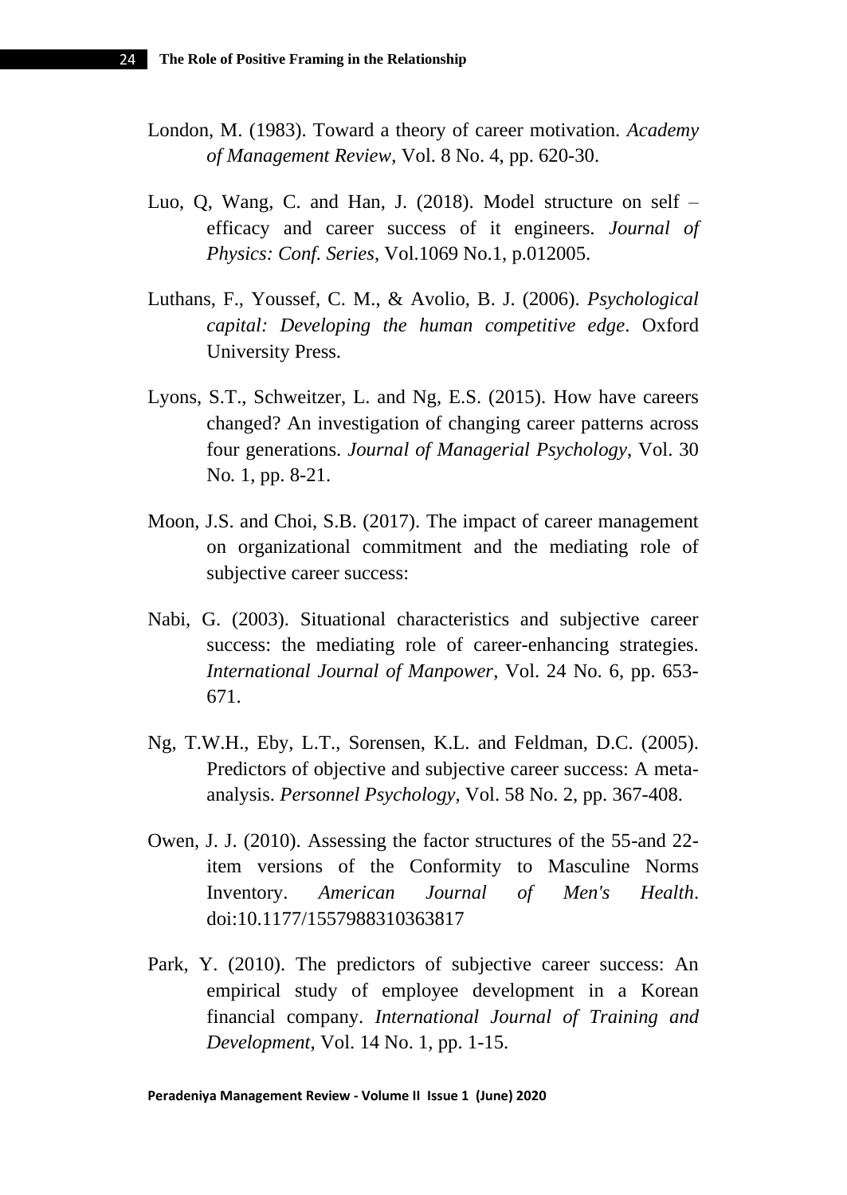London, M. (1983). Toward a theory of career motivation. *Academy of Management Review*, Vol. 8 No. 4, pp. 620-30.

Luo, Q, Wang, C. and Han, J. (2018). Model structure on self – efficacy and career success of it engineers. *Journal of Physics: Conf. Series*, Vol.1069 No.1, p.012005.

Luthans, F., Youssef, C. M., & Avolio, B. J. (2006). *Psychological capital: Developing the human competitive edge*. Oxford University Press.

Lyons, S.T., Schweitzer, L. and Ng, E.S. (2015). How have careers changed? An investigation of changing career patterns across four generations. *Journal of Managerial Psychology*, Vol. 30 No. 1, pp. 8-21.

Moon, J.S. and Choi, S.B. (2017). The impact of career management on organizational commitment and the mediating role of subjective career success:

Nabi, G. (2003). Situational characteristics and subjective career success: the mediating role of career-enhancing strategies. *International Journal of Manpower*, Vol. 24 No. 6, pp. 653-671.

Ng, T.W.H., Eby, L.T., Sorensen, K.L. and Feldman, D.C. (2005). Predictors of objective and subjective career success: A meta-analysis. *Personnel Psychology*, Vol. 58 No. 2, pp. 367-408.

Owen, J. J. (2010). Assessing the factor structures of the 55-and 22-item versions of the Conformity to Masculine Norms Inventory. *American Journal of Men's Health*. doi:10.1177/1557988310363817

Park, Y. (2010). The predictors of subjective career success: An empirical study of employee development in a Korean financial company. *International Journal of Training and Development*, Vol. 14 No. 1, pp. 1-15.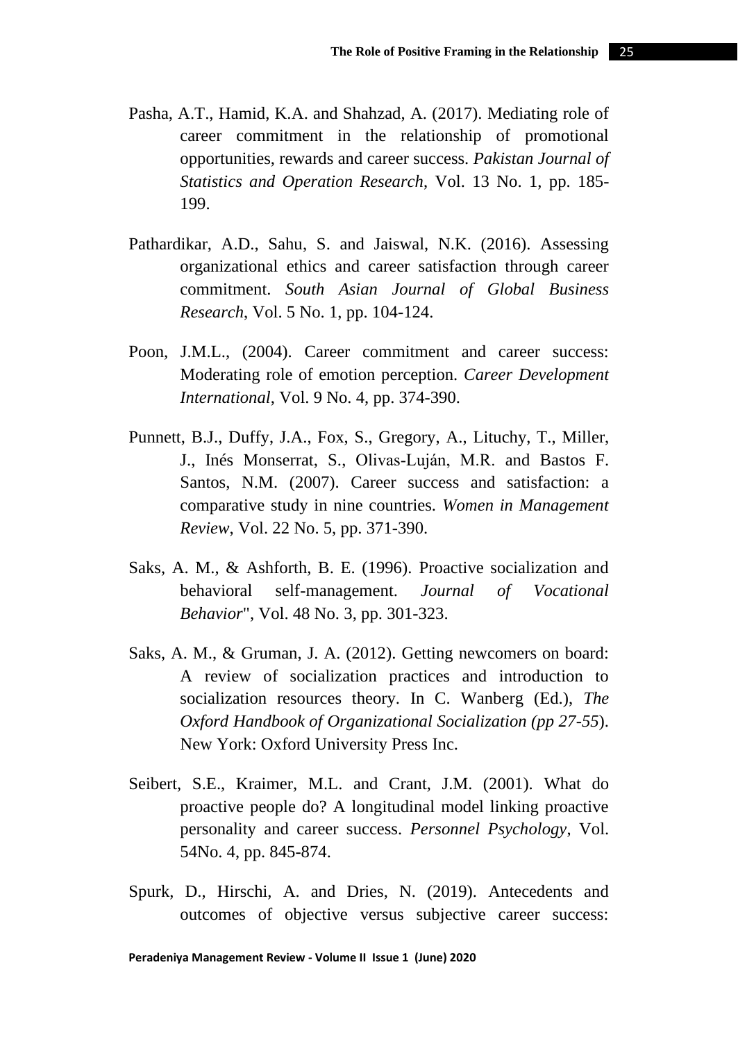Pasha, A.T., Hamid, K.A. and Shahzad, A. (2017). Mediating role of career commitment in the relationship of promotional opportunities, rewards and career success. *Pakistan Journal of Statistics and Operation Research*, Vol. 13 No. 1, pp. 185-199.

Pathardikar, A.D., Sahu, S. and Jaiswal, N.K. (2016). Assessing organizational ethics and career satisfaction through career commitment. *South Asian Journal of Global Business Research*, Vol. 5 No. 1, pp. 104-124.

Poon, J.M.L., (2004). Career commitment and career success: Moderating role of emotion perception. *Career Development International*, Vol. 9 No. 4, pp. 374-390.

Punnett, B.J., Duffy, J.A., Fox, S., Gregory, A., Lituchy, T., Miller, J., Inés Monserrat, S., Olivas-Luján, M.R. and Bastos F. Santos, N.M. (2007). Career success and satisfaction: a comparative study in nine countries. *Women in Management Review*, Vol. 22 No. 5, pp. 371-390.

Saks, A. M., & Ashforth, B. E. (1996). Proactive socialization and behavioral self-management. *Journal of Vocational Behavior*", Vol. 48 No. 3, pp. 301-323.

Saks, A. M., & Gruman, J. A. (2012). Getting newcomers on board: A review of socialization practices and introduction to socialization resources theory. In C. Wanberg (Ed.), *The Oxford Handbook of Organizational Socialization (pp 27-55*). New York: Oxford University Press Inc.

Seibert, S.E., Kraimer, M.L. and Crant, J.M. (2001). What do proactive people do? A longitudinal model linking proactive personality and career success. *Personnel Psychology*, Vol. 54No. 4, pp. 845-874.

Spurk, D., Hirschi, A. and Dries, N. (2019). Antecedents and outcomes of objective versus subjective career success: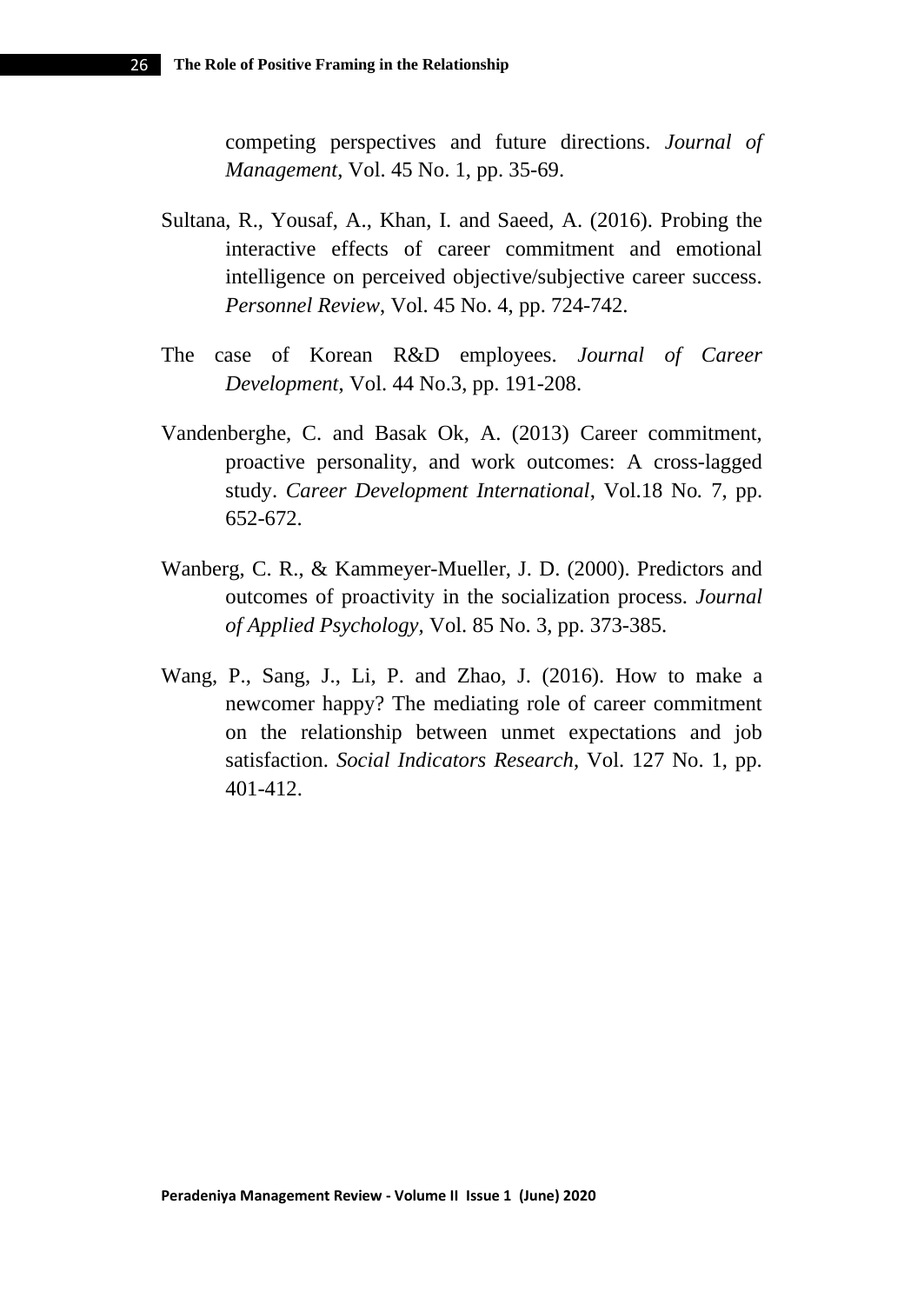competing perspectives and future directions. *Journal of Management*, Vol. 45 No. 1, pp. 35-69.

Sultana, R., Yousaf, A., Khan, I. and Saeed, A. (2016). Probing the interactive effects of career commitment and emotional intelligence on perceived objective/subjective career success. *Personnel Review*, Vol. 45 No. 4, pp. 724-742.

The case of Korean R&D employees. *Journal of Career Development*, Vol. 44 No.3, pp. 191-208.

Vandenberghe, C. and Basak Ok, A. (2013) Career commitment, proactive personality, and work outcomes: A cross-lagged study. *Career Development International*, Vol.18 No. 7, pp. 652-672.

Wanberg, C. R., & Kammeyer-Mueller, J. D. (2000). Predictors and outcomes of proactivity in the socialization process. *Journal of Applied Psychology*, Vol. 85 No. 3, pp. 373-385.

Wang, P., Sang, J., Li, P. and Zhao, J. (2016). How to make a newcomer happy? The mediating role of career commitment on the relationship between unmet expectations and job satisfaction. *Social Indicators Research*, Vol. 127 No. 1, pp. 401-412.